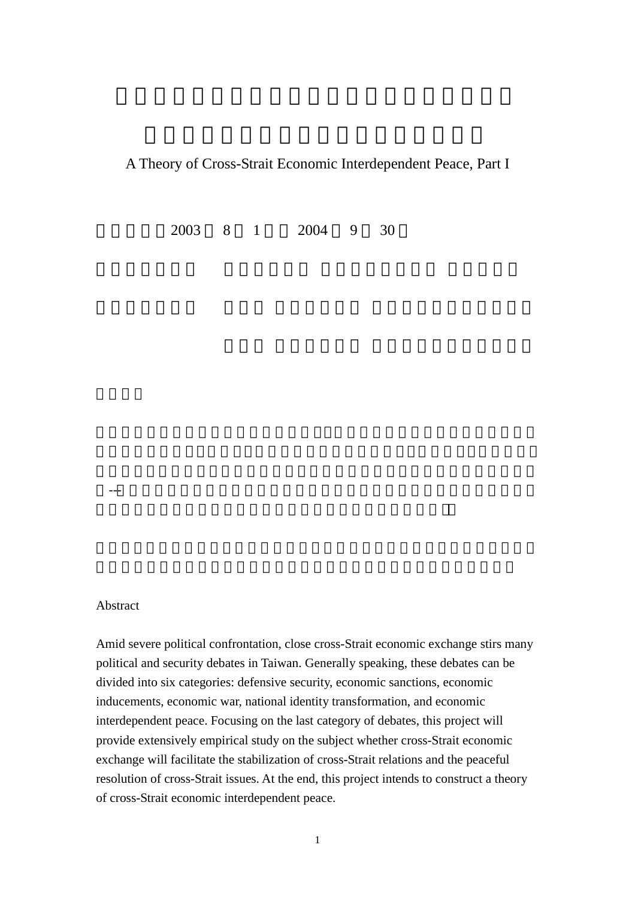A Theory of Cross-Strait Economic Interdependent Peace, Part I

Abstract

Amid severe political confrontation, close cross-Strait economic exchange stirs many political and security debates in Taiwan. Generally speaking, these debates can be divided into six categories: defensive security, economic sanctions, economic inducements, economic war, national identity transformation, and economic interdependent peace. Focusing on the last category of debates, this project will provide extensively empirical study on the subject whether cross-Strait economic exchange will facilitate the stabilization of cross-Strait relations and the peaceful resolution of cross-Strait issues. At the end, this project intends to construct a theory of cross-Strait economic interdependent peace.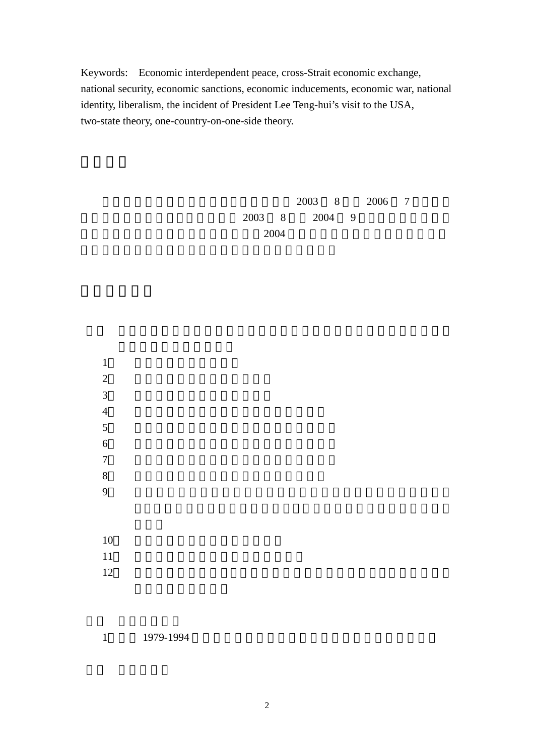Keywords: Economic interdependent peace, cross-Strait economic exchange, national security, economic sanctions, economic inducements, economic war, national identity, liberalism, the incident of President Lee Teng-hui's visit to the USA, two-state theory, one-country-on-one-side theory.

2003 8 2006 7

2003 8 2004 9

2004

1

2

3

4

5

6

7

8

9

10

11

12

1 1979-1994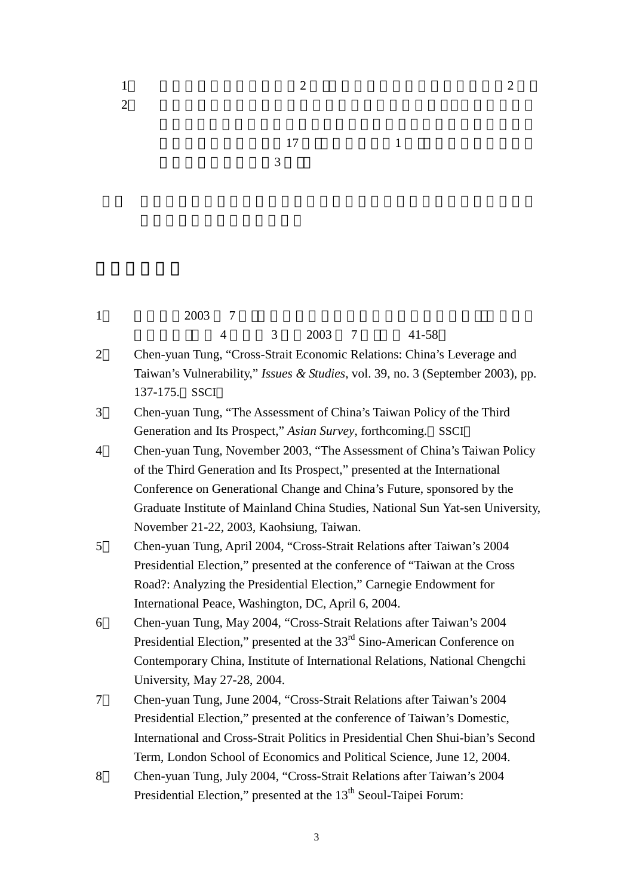1. 2 2
2. 17 1 3

1. 2003 7 4 3 2003 7 41-58
2. Chen-yuan Tung, "Cross-Strait Economic Relations: China's Leverage and Taiwan's Vulnerability," *Issues & Studies*, vol. 39, no. 3 (September 2003), pp. 137-175. SSCI
3. Chen-yuan Tung, "The Assessment of China's Taiwan Policy of the Third Generation and Its Prospect," *Asian Survey*, forthcoming. SSCI
4. Chen-yuan Tung, November 2003, "The Assessment of China's Taiwan Policy of the Third Generation and Its Prospect," presented at the International Conference on Generational Change and China's Future, sponsored by the Graduate Institute of Mainland China Studies, National Sun Yat-sen University, November 21-22, 2003, Kaohsiung, Taiwan.
5. Chen-yuan Tung, April 2004, "Cross-Strait Relations after Taiwan's 2004 Presidential Election," presented at the conference of "Taiwan at the Cross Road?: Analyzing the Presidential Election," Carnegie Endowment for International Peace, Washington, DC, April 6, 2004.
6. Chen-yuan Tung, May 2004, "Cross-Strait Relations after Taiwan's 2004 Presidential Election," presented at the 33rd Sino-American Conference on Contemporary China, Institute of International Relations, National Chengchi University, May 27-28, 2004.
7. Chen-yuan Tung, June 2004, "Cross-Strait Relations after Taiwan's 2004 Presidential Election," presented at the conference of Taiwan's Domestic, International and Cross-Strait Politics in Presidential Chen Shui-bian's Second Term, London School of Economics and Political Science, June 12, 2004.
8. Chen-yuan Tung, July 2004, "Cross-Strait Relations after Taiwan's 2004 Presidential Election," presented at the 13th Seoul-Taipei Forum: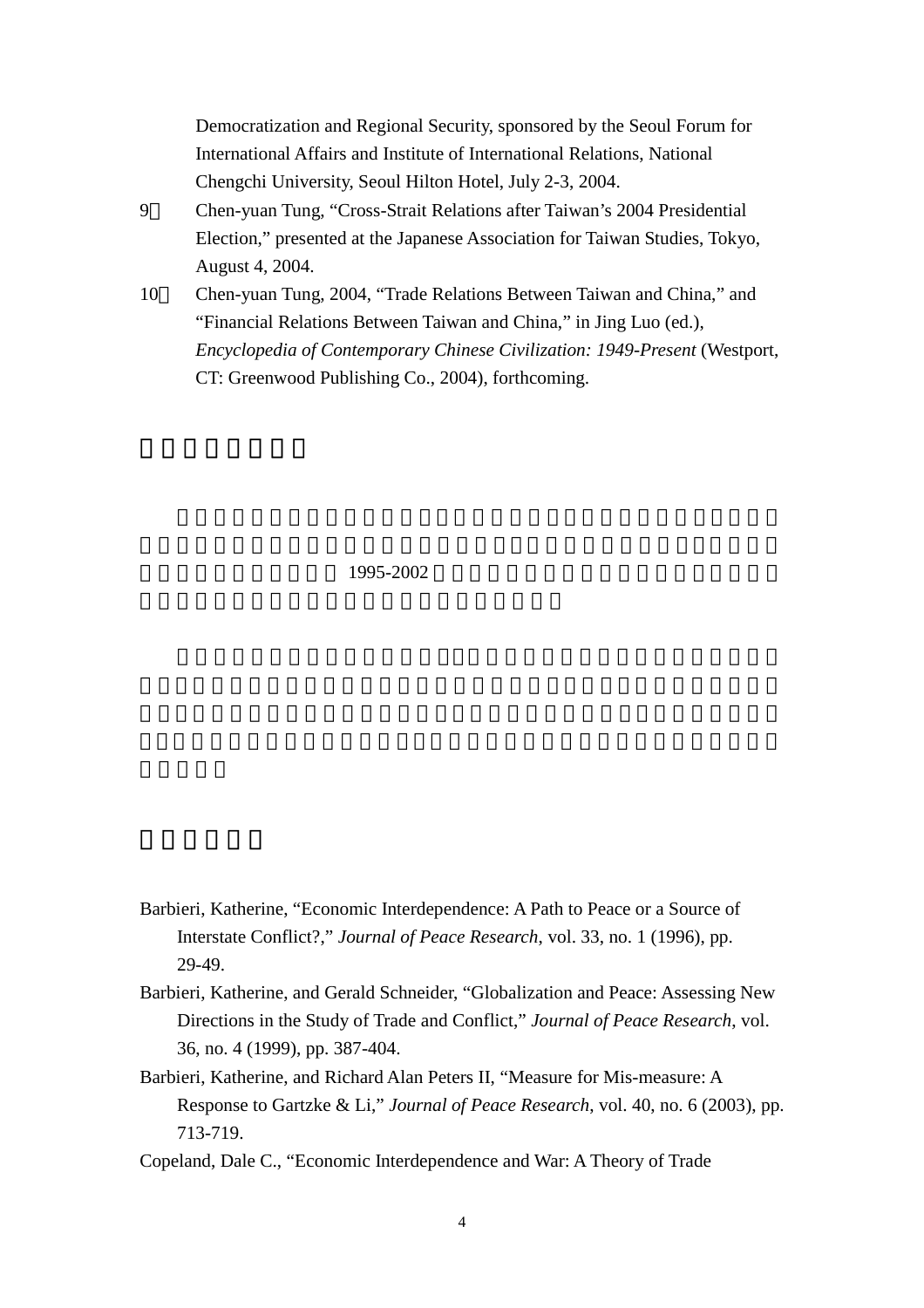Democratization and Regional Security, sponsored by the Seoul Forum for International Affairs and Institute of International Relations, National Chengchi University, Seoul Hilton Hotel, July 2-3, 2004.

9、 Chen-yuan Tung, "Cross-Strait Relations after Taiwan's 2004 Presidential Election," presented at the Japanese Association for Taiwan Studies, Tokyo, August 4, 2004.

10、 Chen-yuan Tung, 2004, "Trade Relations Between Taiwan and China," and "Financial Relations Between Taiwan and China," in Jing Luo (ed.), *Encyclopedia of Contemporary Chinese Civilization: 1949-Present* (Westport, CT: Greenwood Publishing Co., 2004), forthcoming.

1995-2002

Barbieri, Katherine, "Economic Interdependence: A Path to Peace or a Source of Interstate Conflict?," *Journal of Peace Research*, vol. 33, no. 1 (1996), pp. 29-49.

Barbieri, Katherine, and Gerald Schneider, "Globalization and Peace: Assessing New Directions in the Study of Trade and Conflict," *Journal of Peace Research*, vol. 36, no. 4 (1999), pp. 387-404.

Barbieri, Katherine, and Richard Alan Peters II, "Measure for Mis-measure: A Response to Gartzke & Li," *Journal of Peace Research*, vol. 40, no. 6 (2003), pp. 713-719.

Copeland, Dale C., "Economic Interdependence and War: A Theory of Trade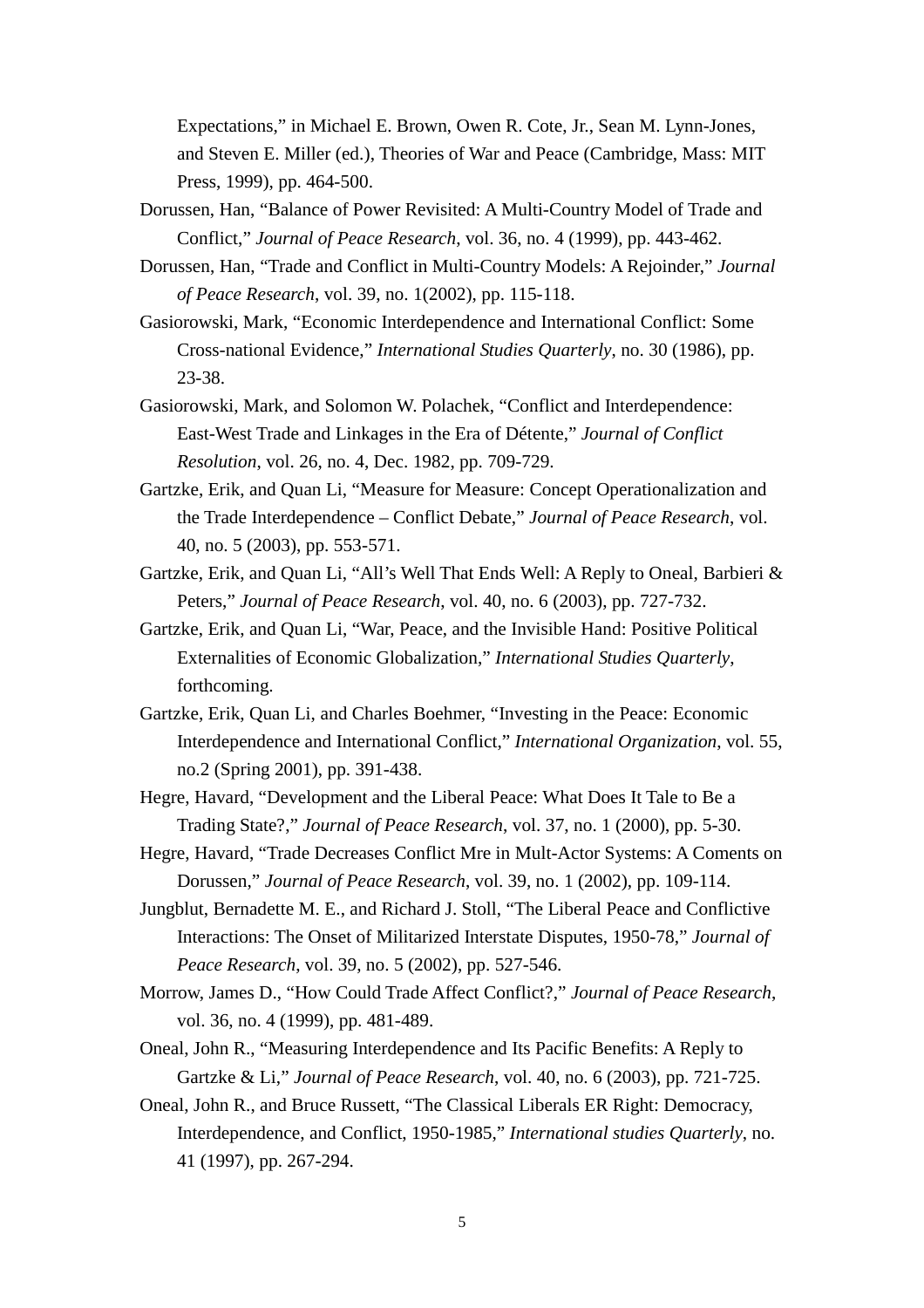Expectations," in Michael E. Brown, Owen R. Cote, Jr., Sean M. Lynn-Jones, and Steven E. Miller (ed.), Theories of War and Peace (Cambridge, Mass: MIT Press, 1999), pp. 464-500.

Dorussen, Han, "Balance of Power Revisited: A Multi-Country Model of Trade and Conflict," *Journal of Peace Research*, vol. 36, no. 4 (1999), pp. 443-462.

Dorussen, Han, "Trade and Conflict in Multi-Country Models: A Rejoinder," *Journal of Peace Research*, vol. 39, no. 1(2002), pp. 115-118.

Gasiorowski, Mark, "Economic Interdependence and International Conflict: Some Cross-national Evidence," *International Studies Quarterly*, no. 30 (1986), pp. 23-38.

Gasiorowski, Mark, and Solomon W. Polachek, "Conflict and Interdependence: East-West Trade and Linkages in the Era of Détente," *Journal of Conflict Resolution*, vol. 26, no. 4, Dec. 1982, pp. 709-729.

Gartzke, Erik, and Quan Li, "Measure for Measure: Concept Operationalization and the Trade Interdependence – Conflict Debate," *Journal of Peace Research*, vol. 40, no. 5 (2003), pp. 553-571.

Gartzke, Erik, and Quan Li, "All's Well That Ends Well: A Reply to Oneal, Barbieri & Peters," *Journal of Peace Research*, vol. 40, no. 6 (2003), pp. 727-732.

Gartzke, Erik, and Quan Li, "War, Peace, and the Invisible Hand: Positive Political Externalities of Economic Globalization," *International Studies Quarterly*, forthcoming.

Gartzke, Erik, Quan Li, and Charles Boehmer, "Investing in the Peace: Economic Interdependence and International Conflict," *International Organization*, vol. 55, no.2 (Spring 2001), pp. 391-438.

Hegre, Havard, "Development and the Liberal Peace: What Does It Tale to Be a Trading State?," *Journal of Peace Research*, vol. 37, no. 1 (2000), pp. 5-30.

Hegre, Havard, "Trade Decreases Conflict Mre in Mult-Actor Systems: A Coments on Dorussen," *Journal of Peace Research*, vol. 39, no. 1 (2002), pp. 109-114.

Jungblut, Bernadette M. E., and Richard J. Stoll, "The Liberal Peace and Conflictive Interactions: The Onset of Militarized Interstate Disputes, 1950-78," *Journal of Peace Research*, vol. 39, no. 5 (2002), pp. 527-546.

Morrow, James D., "How Could Trade Affect Conflict?," *Journal of Peace Research*, vol. 36, no. 4 (1999), pp. 481-489.

Oneal, John R., "Measuring Interdependence and Its Pacific Benefits: A Reply to Gartzke & Li," *Journal of Peace Research*, vol. 40, no. 6 (2003), pp. 721-725.

Oneal, John R., and Bruce Russett, "The Classical Liberals ER Right: Democracy, Interdependence, and Conflict, 1950-1985," *International studies Quarterly*, no. 41 (1997), pp. 267-294.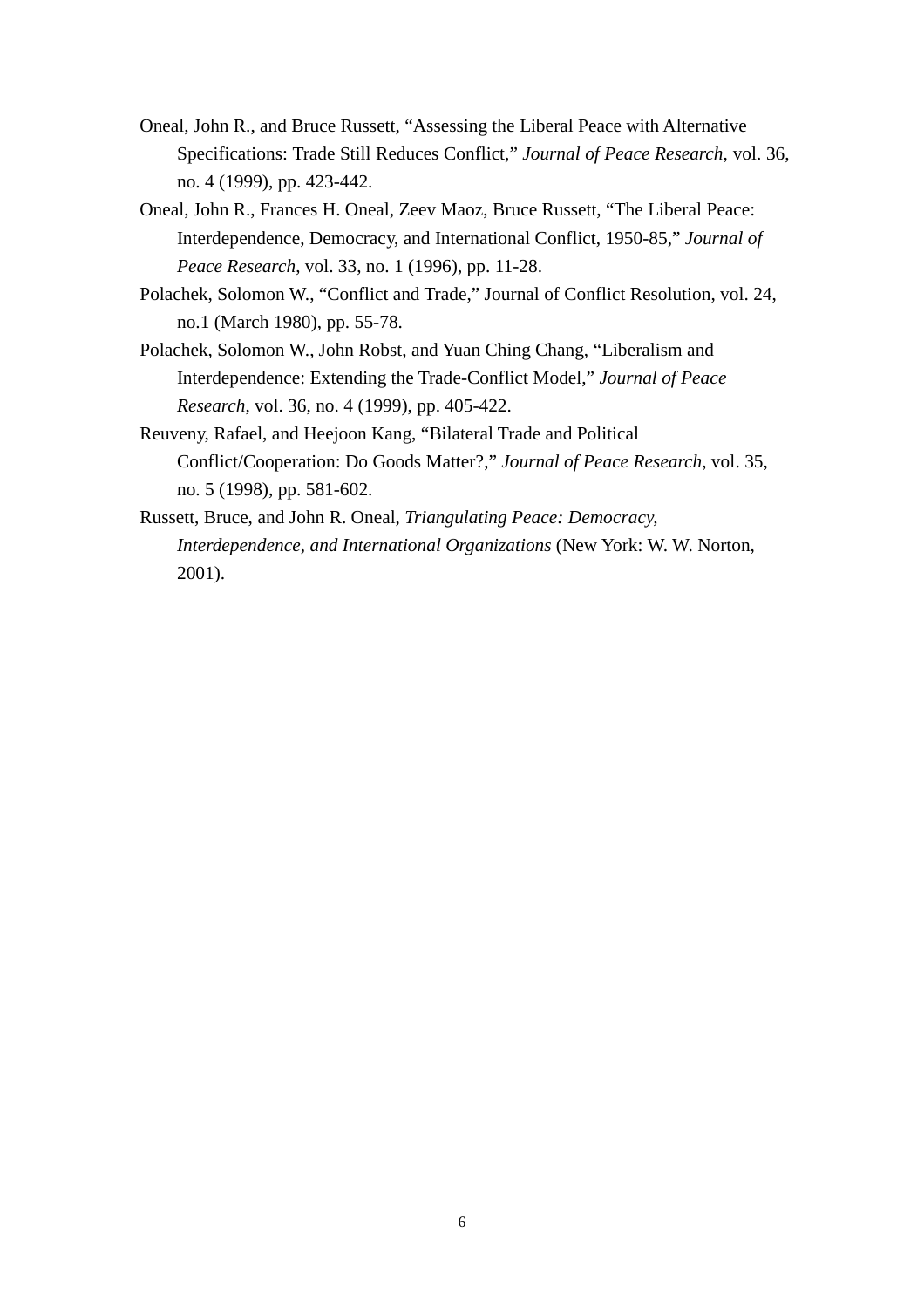Oneal, John R., and Bruce Russett, "Assessing the Liberal Peace with Alternative Specifications: Trade Still Reduces Conflict," *Journal of Peace Research*, vol. 36, no. 4 (1999), pp. 423-442.

Oneal, John R., Frances H. Oneal, Zeev Maoz, Bruce Russett, "The Liberal Peace: Interdependence, Democracy, and International Conflict, 1950-85," *Journal of Peace Research*, vol. 33, no. 1 (1996), pp. 11-28.

Polachek, Solomon W., "Conflict and Trade," Journal of Conflict Resolution, vol. 24, no.1 (March 1980), pp. 55-78.

Polachek, Solomon W., John Robst, and Yuan Ching Chang, "Liberalism and Interdependence: Extending the Trade-Conflict Model," *Journal of Peace Research*, vol. 36, no. 4 (1999), pp. 405-422.

Reuveny, Rafael, and Heejoon Kang, "Bilateral Trade and Political Conflict/Cooperation: Do Goods Matter?," *Journal of Peace Research*, vol. 35, no. 5 (1998), pp. 581-602.

Russett, Bruce, and John R. Oneal, *Triangulating Peace: Democracy, Interdependence, and International Organizations* (New York: W. W. Norton, 2001).